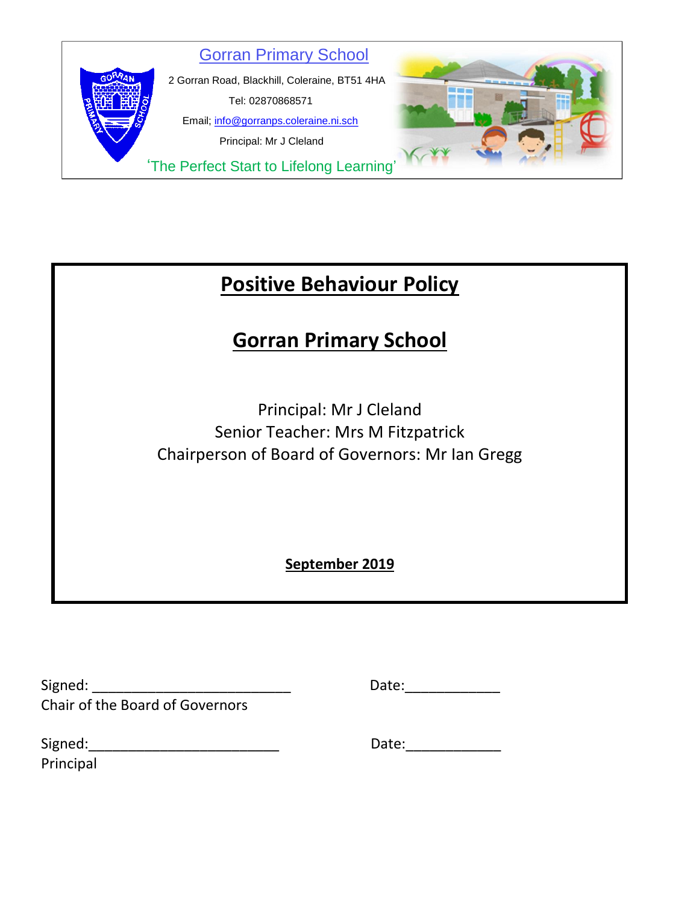Gorran Primary School

2 Gorran Road, Blackhill, Coleraine, BT51 4HA

Tel: 02870868571

Email; info@gorranps.coleraine.ni.sch

Principal: Mr J Cleland

'The Perfect Start to Lifelong Learning'

# Positive Behaviour Policy

# Gorran Primary School

Principal: Mr J Cleland
Senior Teacher: Mrs M Fitzpatrick
Chairperson of Board of Governors: Mr Ian Gregg

**September 2019**

Signed: _________________________ Date:____________
Chair of the Board of Governors

Signed:________________________ Date:____________
Principal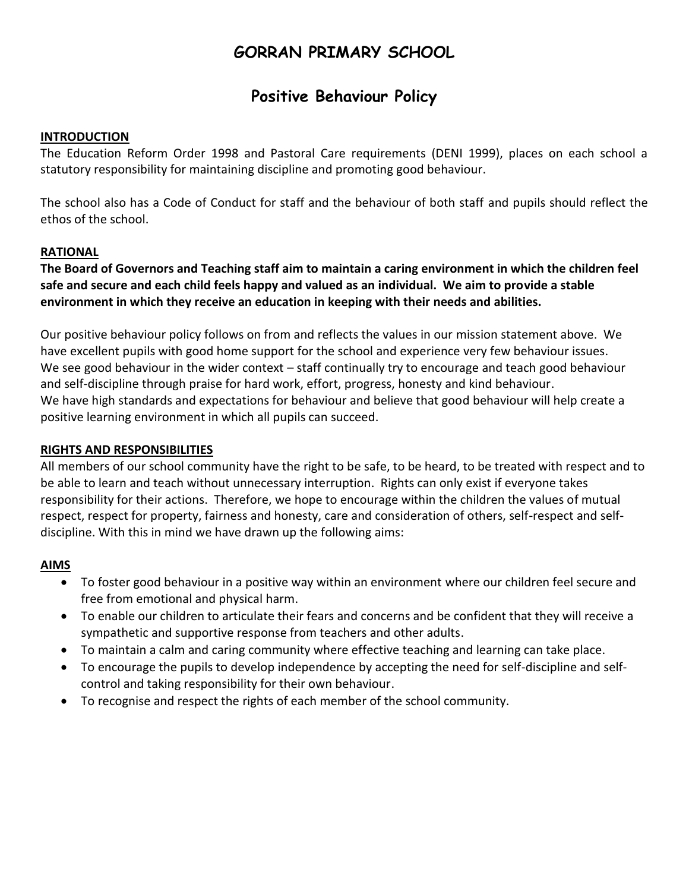# GORRAN PRIMARY SCHOOL

## Positive Behaviour Policy

**INTRODUCTION**

The Education Reform Order 1998 and Pastoral Care requirements (DENI 1999), places on each school a statutory responsibility for maintaining discipline and promoting good behaviour.

The school also has a Code of Conduct for staff and the behaviour of both staff and pupils should reflect the ethos of the school.

**RATIONAL**

**The Board of Governors and Teaching staff aim to maintain a caring environment in which the children feel safe and secure and each child feels happy and valued as an individual. We aim to provide a stable environment in which they receive an education in keeping with their needs and abilities.**

Our positive behaviour policy follows on from and reflects the values in our mission statement above. We have excellent pupils with good home support for the school and experience very few behaviour issues. We see good behaviour in the wider context – staff continually try to encourage and teach good behaviour and self-discipline through praise for hard work, effort, progress, honesty and kind behaviour. We have high standards and expectations for behaviour and believe that good behaviour will help create a positive learning environment in which all pupils can succeed.

**RIGHTS AND RESPONSIBILITIES**

All members of our school community have the right to be safe, to be heard, to be treated with respect and to be able to learn and teach without unnecessary interruption. Rights can only exist if everyone takes responsibility for their actions. Therefore, we hope to encourage within the children the values of mutual respect, respect for property, fairness and honesty, care and consideration of others, self-respect and self-discipline. With this in mind we have drawn up the following aims:

**AIMS**

- To foster good behaviour in a positive way within an environment where our children feel secure and free from emotional and physical harm.
- To enable our children to articulate their fears and concerns and be confident that they will receive a sympathetic and supportive response from teachers and other adults.
- To maintain a calm and caring community where effective teaching and learning can take place.
- To encourage the pupils to develop independence by accepting the need for self-discipline and self-control and taking responsibility for their own behaviour.
- To recognise and respect the rights of each member of the school community.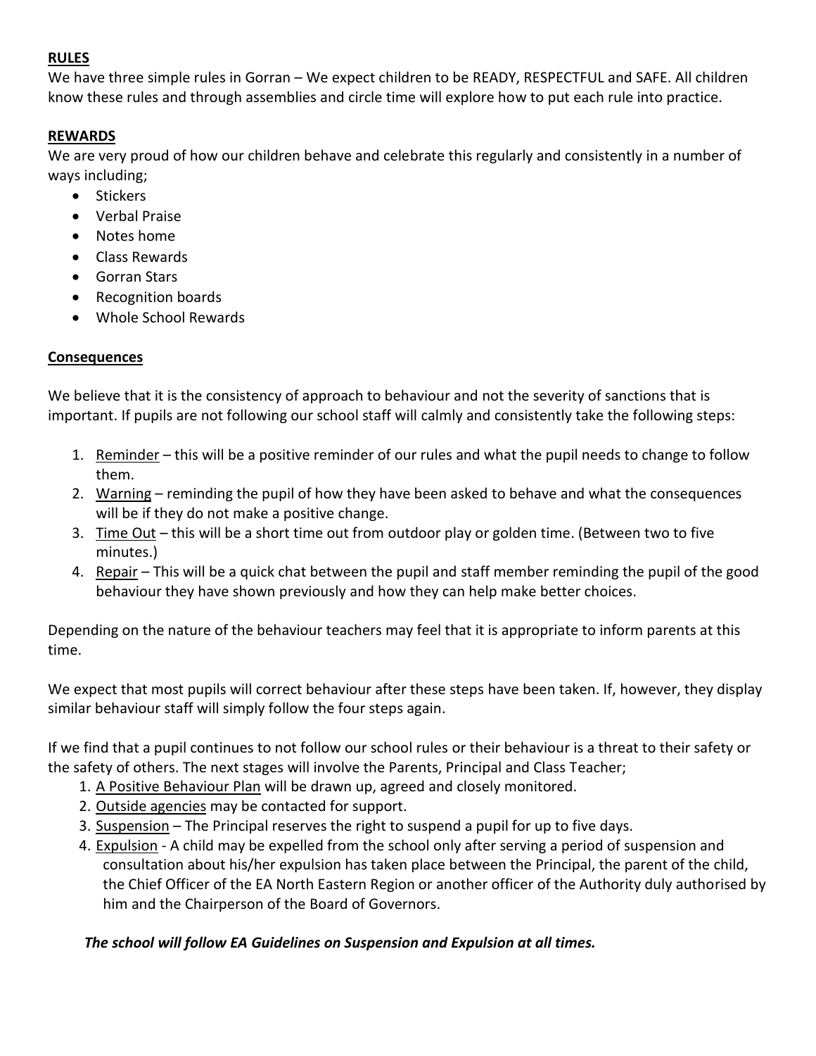**RULES**

We have three simple rules in Gorran – We expect children to be READY, RESPECTFUL and SAFE. All children know these rules and through assemblies and circle time will explore how to put each rule into practice.

**REWARDS**

We are very proud of how our children behave and celebrate this regularly and consistently in a number of ways including;

- Stickers
- Verbal Praise
- Notes home
- Class Rewards
- Gorran Stars
- Recognition boards
- Whole School Rewards

**Consequences**

We believe that it is the consistency of approach to behaviour and not the severity of sanctions that is important. If pupils are not following our school staff will calmly and consistently take the following steps:

1. Reminder – this will be a positive reminder of our rules and what the pupil needs to change to follow them.
2. Warning – reminding the pupil of how they have been asked to behave and what the consequences will be if they do not make a positive change.
3. Time Out – this will be a short time out from outdoor play or golden time. (Between two to five minutes.)
4. Repair – This will be a quick chat between the pupil and staff member reminding the pupil of the good behaviour they have shown previously and how they can help make better choices.

Depending on the nature of the behaviour teachers may feel that it is appropriate to inform parents at this time.

We expect that most pupils will correct behaviour after these steps have been taken. If, however, they display similar behaviour staff will simply follow the four steps again.

If we find that a pupil continues to not follow our school rules or their behaviour is a threat to their safety or the safety of others. The next stages will involve the Parents, Principal and Class Teacher;

1. A Positive Behaviour Plan will be drawn up, agreed and closely monitored.
2. Outside agencies may be contacted for support.
3. Suspension – The Principal reserves the right to suspend a pupil for up to five days.
4. Expulsion - A child may be expelled from the school only after serving a period of suspension and consultation about his/her expulsion has taken place between the Principal, the parent of the child, the Chief Officer of the EA North Eastern Region or another officer of the Authority duly authorised by him and the Chairperson of the Board of Governors.

***The school will follow EA Guidelines on Suspension and Expulsion at all times.***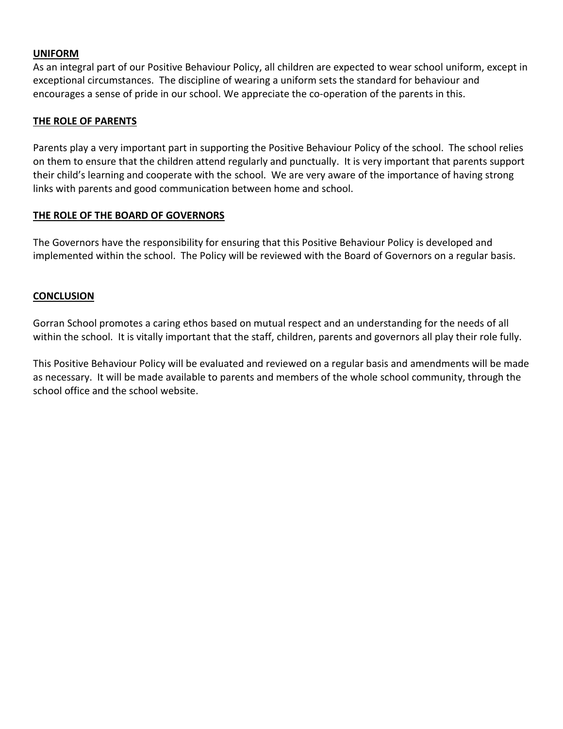## UNIFORM

As an integral part of our Positive Behaviour Policy, all children are expected to wear school uniform, except in exceptional circumstances. The discipline of wearing a uniform sets the standard for behaviour and encourages a sense of pride in our school. We appreciate the co-operation of the parents in this.

## THE ROLE OF PARENTS

Parents play a very important part in supporting the Positive Behaviour Policy of the school. The school relies on them to ensure that the children attend regularly and punctually. It is very important that parents support their child's learning and cooperate with the school. We are very aware of the importance of having strong links with parents and good communication between home and school.

## THE ROLE OF THE BOARD OF GOVERNORS

The Governors have the responsibility for ensuring that this Positive Behaviour Policy is developed and implemented within the school. The Policy will be reviewed with the Board of Governors on a regular basis.

## CONCLUSION

Gorran School promotes a caring ethos based on mutual respect and an understanding for the needs of all within the school. It is vitally important that the staff, children, parents and governors all play their role fully.

This Positive Behaviour Policy will be evaluated and reviewed on a regular basis and amendments will be made as necessary. It will be made available to parents and members of the whole school community, through the school office and the school website.